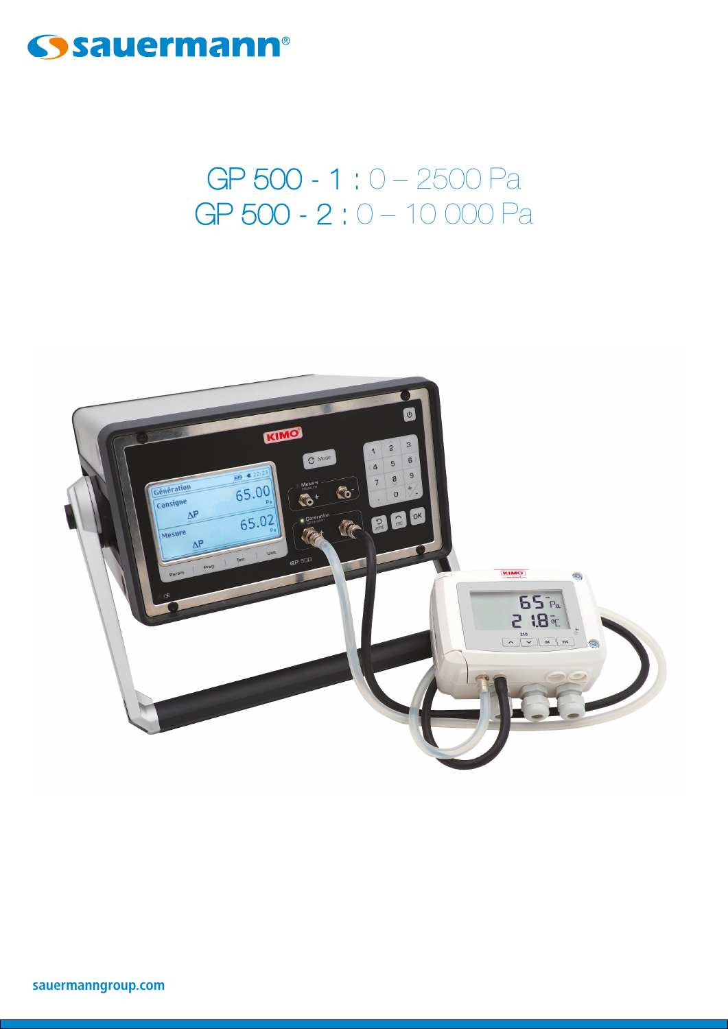sauermann®

# GP 500 - 1 : 0 – 2500 Pa
# GP 500 - 2 : 0 – 10 000 Pa

sauermanngroup.com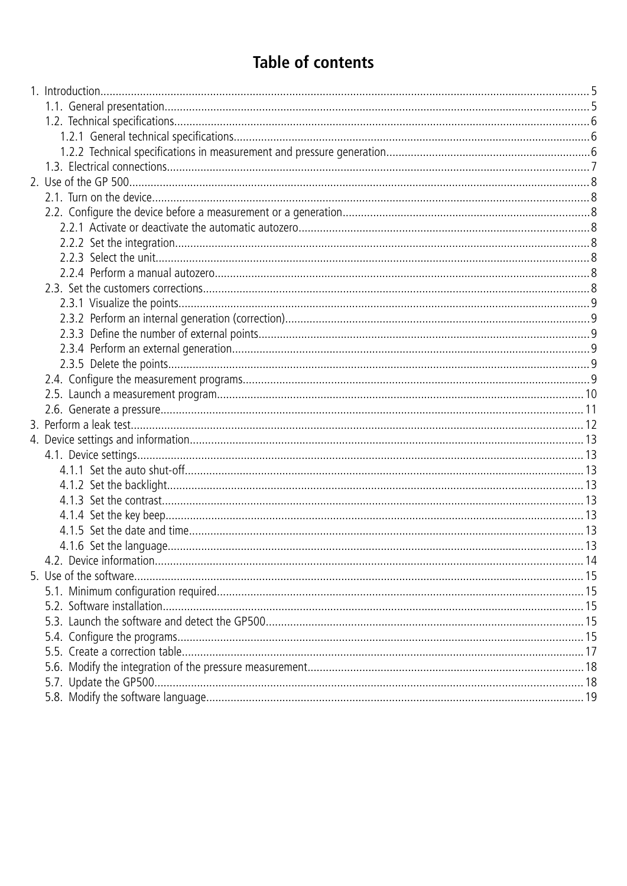# Table of contents

- 1. Introduction.....5
  - 1.1. General presentation.....5
  - 1.2. Technical specifications.....6
    - 1.2.1 General technical specifications.....6
    - 1.2.2 Technical specifications in measurement and pressure generation.....6
  - 1.3. Electrical connections.....7
- 2. Use of the GP 500.....8
  - 2.1. Turn on the device.....8
  - 2.2. Configure the device before a measurement or a generation.....8
    - 2.2.1 Activate or deactivate the automatic autozero.....8
    - 2.2.2 Set the integration.....8
    - 2.2.3 Select the unit.....8
    - 2.2.4 Perform a manual autozero.....8
  - 2.3. Set the customers corrections.....8
    - 2.3.1 Visualize the points.....9
    - 2.3.2 Perform an internal generation (correction).....9
    - 2.3.3 Define the number of external points.....9
    - 2.3.4 Perform an external generation.....9
    - 2.3.5 Delete the points.....9
  - 2.4. Configure the measurement programs.....9
  - 2.5. Launch a measurement program.....10
  - 2.6. Generate a pressure.....11
- 3. Perform a leak test.....12
- 4. Device settings and information.....13
  - 4.1. Device settings.....13
    - 4.1.1 Set the auto shut-off.....13
    - 4.1.2 Set the backlight.....13
    - 4.1.3 Set the contrast.....13
    - 4.1.4 Set the key beep.....13
    - 4.1.5 Set the date and time.....13
    - 4.1.6 Set the language.....13
  - 4.2. Device information.....14
- 5. Use of the software.....15
  - 5.1. Minimum configuration required.....15
  - 5.2. Software installation.....15
  - 5.3. Launch the software and detect the GP500.....15
  - 5.4. Configure the programs.....15
  - 5.5. Create a correction table.....17
  - 5.6. Modify the integration of the pressure measurement.....18
  - 5.7. Update the GP500.....18
  - 5.8. Modify the software language.....19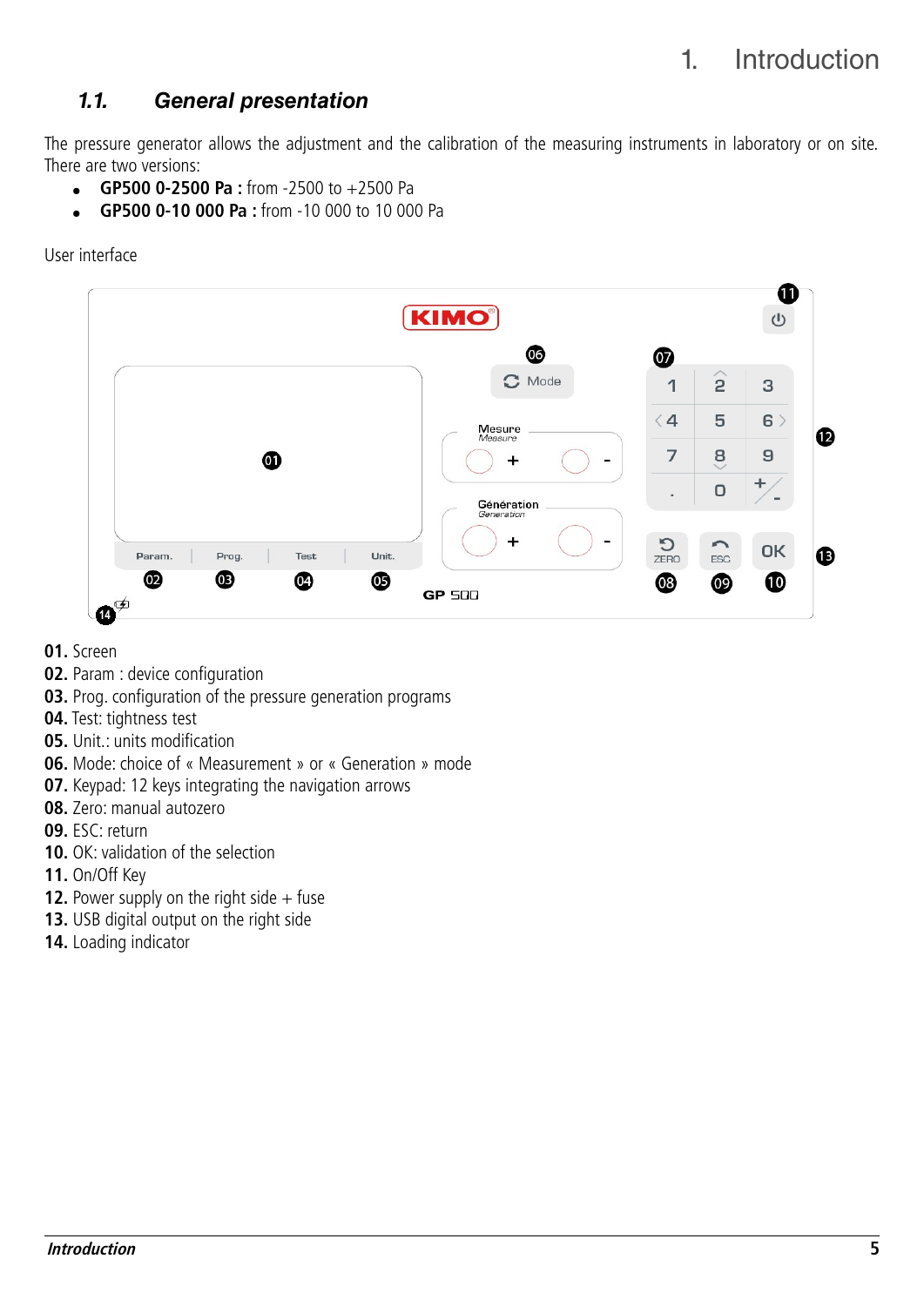# 1. Introduction

## 1.1. General presentation

The pressure generator allows the adjustment and the calibration of the measuring instruments in laboratory or on site. There are two versions:

- **GP500 0-2500 Pa :** from -2500 to +2500 Pa
- **GP500 0-10 000 Pa :** from -10 000 to 10 000 Pa

User interface

**01.** Screen
**02.** Param : device configuration
**03.** Prog. configuration of the pressure generation programs
**04.** Test: tightness test
**05.** Unit.: units modification
**06.** Mode: choice of « Measurement » or « Generation » mode
**07.** Keypad: 12 keys integrating the navigation arrows
**08.** Zero: manual autozero
**09.** ESC: return
**10.** OK: validation of the selection
**11.** On/Off Key
**12.** Power supply on the right side + fuse
**13.** USB digital output on the right side
**14.** Loading indicator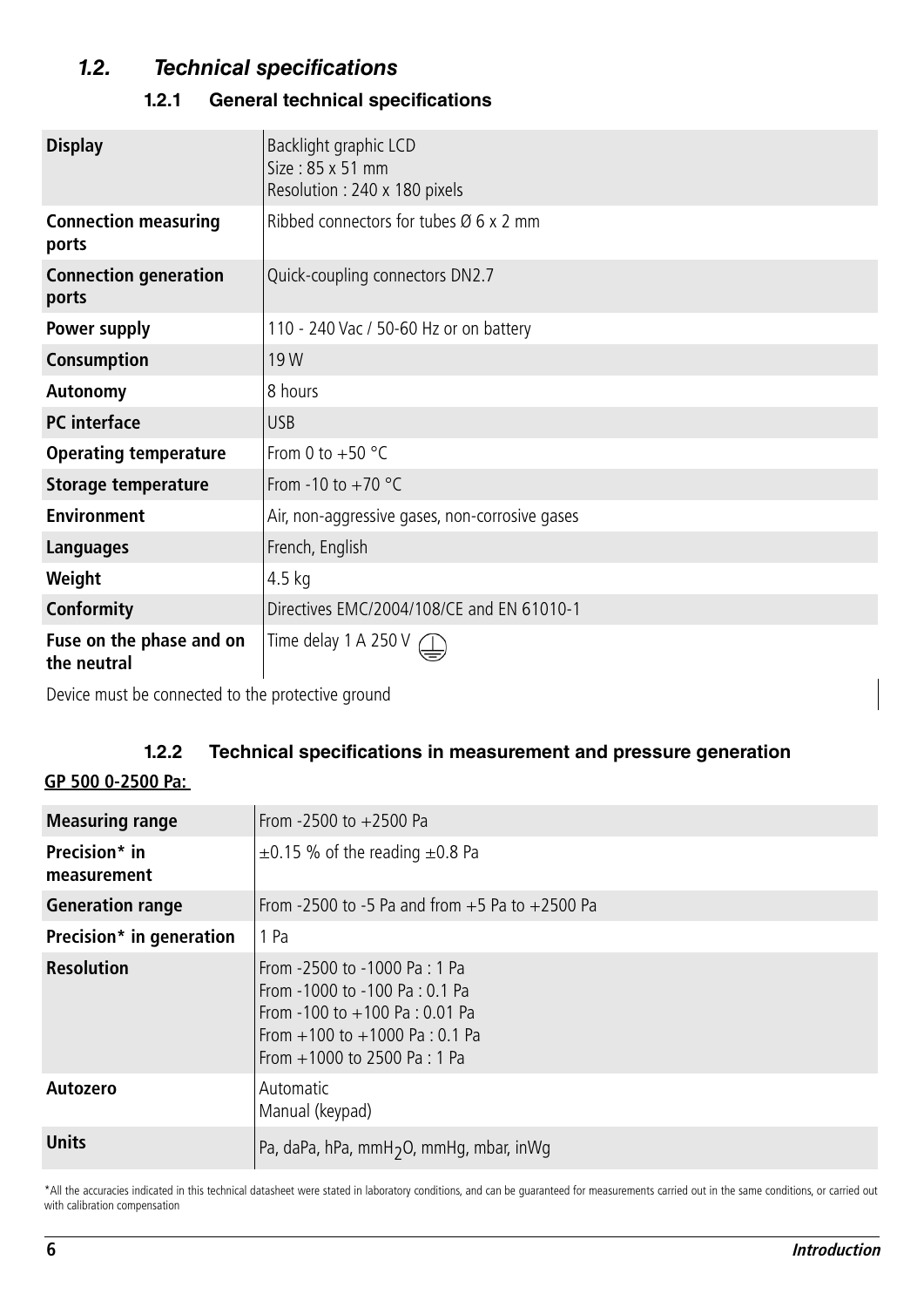## *1.2. Technical specifications*

### 1.2.1 General technical specifications

| **Display** | Backlight graphic LCD<br>Size : 85 x 51 mm<br>Resolution : 240 x 180 pixels |
|---|---|
| **Connection measuring ports** | Ribbed connectors for tubes Ø 6 x 2 mm |
| **Connection generation ports** | Quick-coupling connectors DN2.7 |
| **Power supply** | 110 - 240 Vac / 50-60 Hz or on battery |
| **Consumption** | 19 W |
| **Autonomy** | 8 hours |
| **PC interface** | USB |
| **Operating temperature** | From 0 to +50 °C |
| **Storage temperature** | From -10 to +70 °C |
| **Environment** | Air, non-aggressive gases, non-corrosive gases |
| **Languages** | French, English |
| **Weight** | 4.5 kg |
| **Conformity** | Directives EMC/2004/108/CE and EN 61010-1 |
| **Fuse on the phase and on the neutral** | Time delay 1 A 250 V |

Device must be connected to the protective ground

### 1.2.2 Technical specifications in measurement and pressure generation

**GP 500 0-2500 Pa:**

| **Measuring range** | From -2500 to +2500 Pa |
|---|---|
| **Precision* in measurement** | ±0.15 % of the reading ±0.8 Pa |
| **Generation range** | From -2500 to -5 Pa and from +5 Pa to +2500 Pa |
| **Precision* in generation** | 1 Pa |
| **Resolution** | From -2500 to -1000 Pa : 1 Pa<br>From -1000 to -100 Pa : 0.1 Pa<br>From -100 to +100 Pa : 0.01 Pa<br>From +100 to +1000 Pa : 0.1 Pa<br>From +1000 to 2500 Pa : 1 Pa |
| **Autozero** | Automatic<br>Manual (keypad) |
| **Units** | Pa, daPa, hPa, mm$H_2O$, mmHg, mbar, inWg |

*All the accuracies indicated in this technical datasheet were stated in laboratory conditions, and can be guaranteed for measurements carried out in the same conditions, or carried out with calibration compensation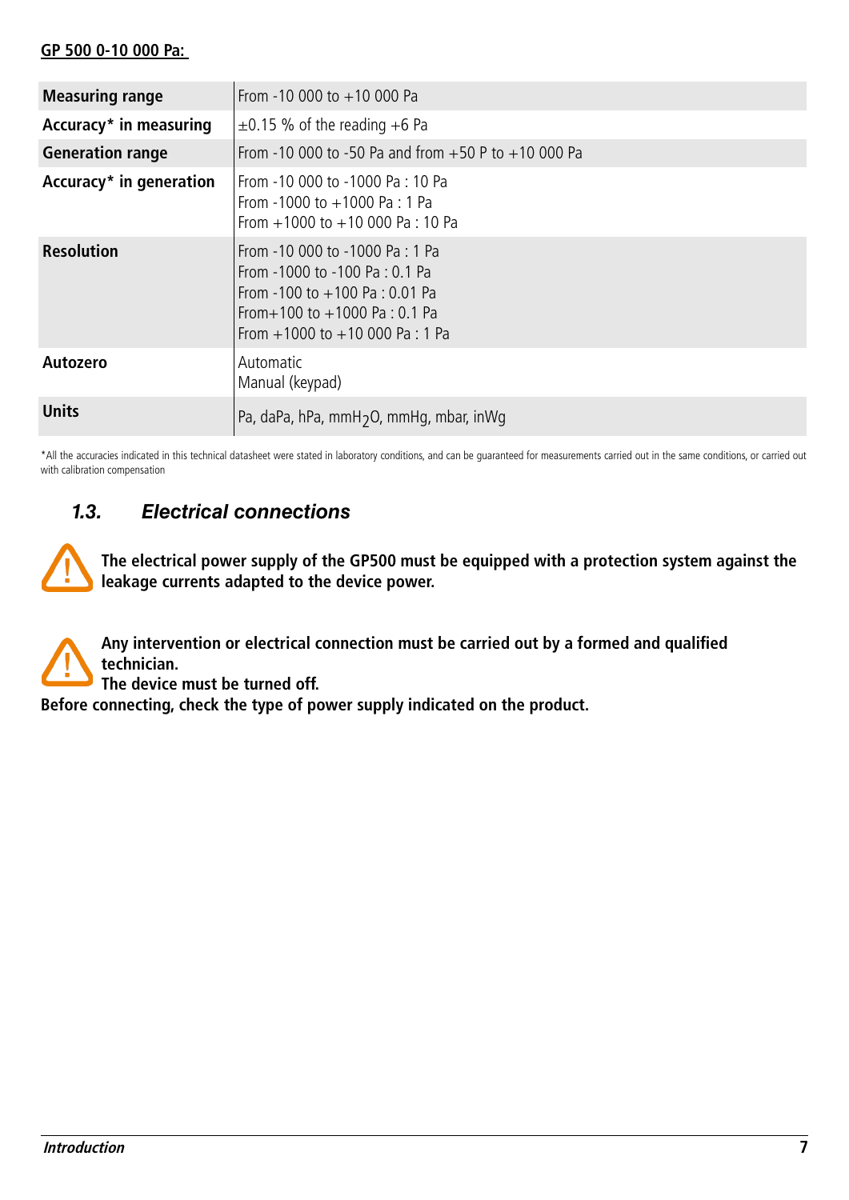**GP 500 0-10 000 Pa:**

| | |
|---|---|
| **Measuring range** | From -10 000 to +10 000 Pa |
| **Accuracy* in measuring** | ±0.15 % of the reading +6 Pa |
| **Generation range** | From -10 000 to -50 Pa and from +50 P to +10 000 Pa |
| **Accuracy* in generation** | From -10 000 to -1000 Pa : 10 Pa<br>From -1000 to +1000 Pa : 1 Pa<br>From +1000 to +10 000 Pa : 10 Pa |
| **Resolution** | From -10 000 to -1000 Pa : 1 Pa<br>From -1000 to -100 Pa : 0.1 Pa<br>From -100 to +100 Pa : 0.01 Pa<br>From+100 to +1000 Pa : 0.1 Pa<br>From +1000 to +10 000 Pa : 1 Pa |
| **Autozero** | Automatic<br>Manual (keypad) |
| **Units** | Pa, daPa, hPa, mm$H_2O$, mmHg, mbar, inWg |

*All the accuracies indicated in this technical datasheet were stated in laboratory conditions, and can be guaranteed for measurements carried out in the same conditions, or carried out with calibration compensation

## 1.3. Electrical connections

**The electrical power supply of the GP500 must be equipped with a protection system against the leakage currents adapted to the device power.**

**Any intervention or electrical connection must be carried out by a formed and qualified technician.**
**The device must be turned off.**
**Before connecting, check the type of power supply indicated on the product.**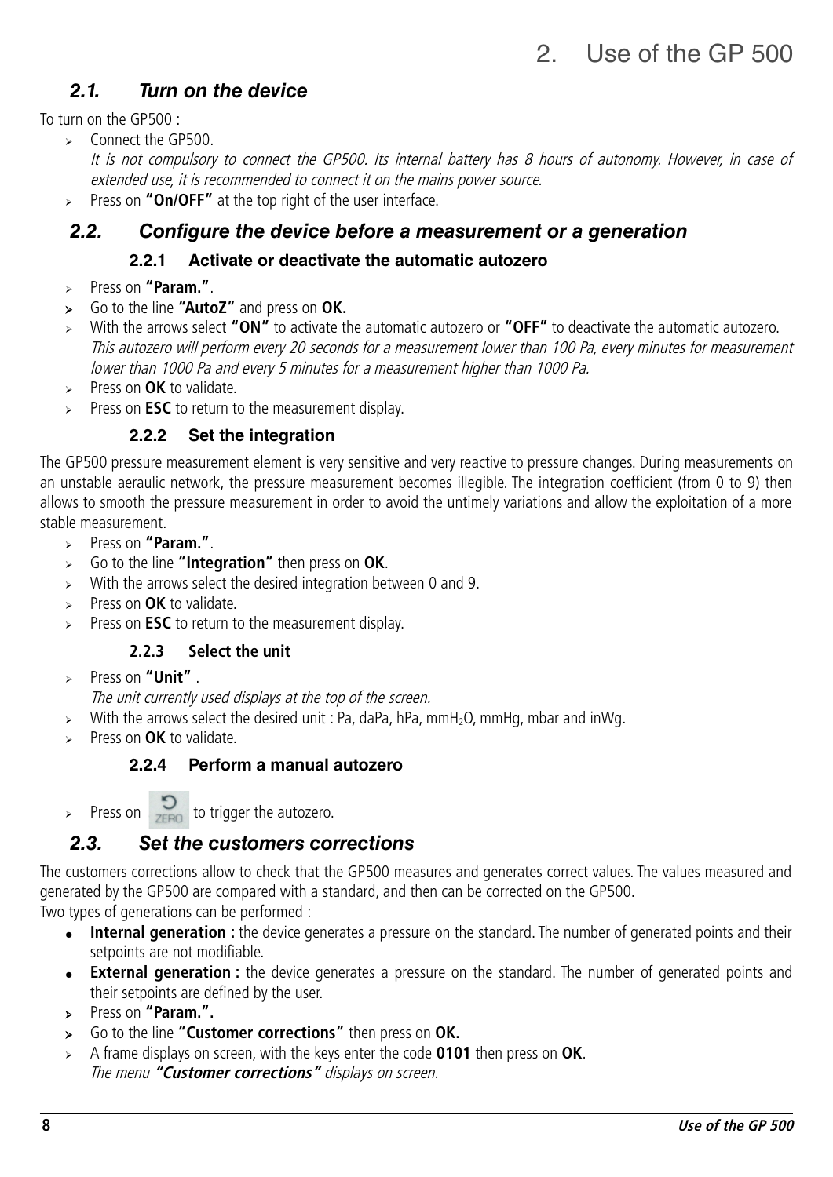# 2. Use of the GP 500

## 2.1. Turn on the device

To turn on the GP500 :

- Connect the GP500.
  *It is not compulsory to connect the GP500. Its internal battery has 8 hours of autonomy. However, in case of extended use, it is recommended to connect it on the mains power source.*
- Press on **"On/OFF"** at the top right of the user interface.

## 2.2. Configure the device before a measurement or a generation

### 2.2.1 Activate or deactivate the automatic autozero

- Press on **"Param."**.
- Go to the line **"AutoZ"** and press on **OK.**
- With the arrows select **"ON"** to activate the automatic autozero or **"OFF"** to deactivate the automatic autozero.
  *This autozero will perform every 20 seconds for a measurement lower than 100 Pa, every minutes for measurement lower than 1000 Pa and every 5 minutes for a measurement higher than 1000 Pa.*
- Press on **OK** to validate.
- Press on **ESC** to return to the measurement display.

### 2.2.2 Set the integration

The GP500 pressure measurement element is very sensitive and very reactive to pressure changes. During measurements on an unstable aeraulic network, the pressure measurement becomes illegible. The integration coefficient (from 0 to 9) then allows to smooth the pressure measurement in order to avoid the untimely variations and allow the exploitation of a more stable measurement.

- Press on **"Param."**.
- Go to the line **"Integration"** then press on **OK**.
- With the arrows select the desired integration between 0 and 9.
- Press on **OK** to validate.
- Press on **ESC** to return to the measurement display.

### 2.2.3 Select the unit

- Press on **"Unit"** .
  *The unit currently used displays at the top of the screen.*
- With the arrows select the desired unit : Pa, daPa, hPa, mm$H_2O$, mmHg, mbar and inWg.
- Press on **OK** to validate.

### 2.2.4 Perform a manual autozero

- Press on ZERO to trigger the autozero.

## 2.3. Set the customers corrections

The customers corrections allow to check that the GP500 measures and generates correct values. The values measured and generated by the GP500 are compared with a standard, and then can be corrected on the GP500.
Two types of generations can be performed :

- **Internal generation :** the device generates a pressure on the standard. The number of generated points and their setpoints are not modifiable.
- **External generation :** the device generates a pressure on the standard. The number of generated points and their setpoints are defined by the user.

- Press on **"Param.".**
- Go to the line **"Customer corrections"** then press on **OK.**
- A frame displays on screen, with the keys enter the code **0101** then press on **OK**.
  *The menu **"Customer corrections"** displays on screen.*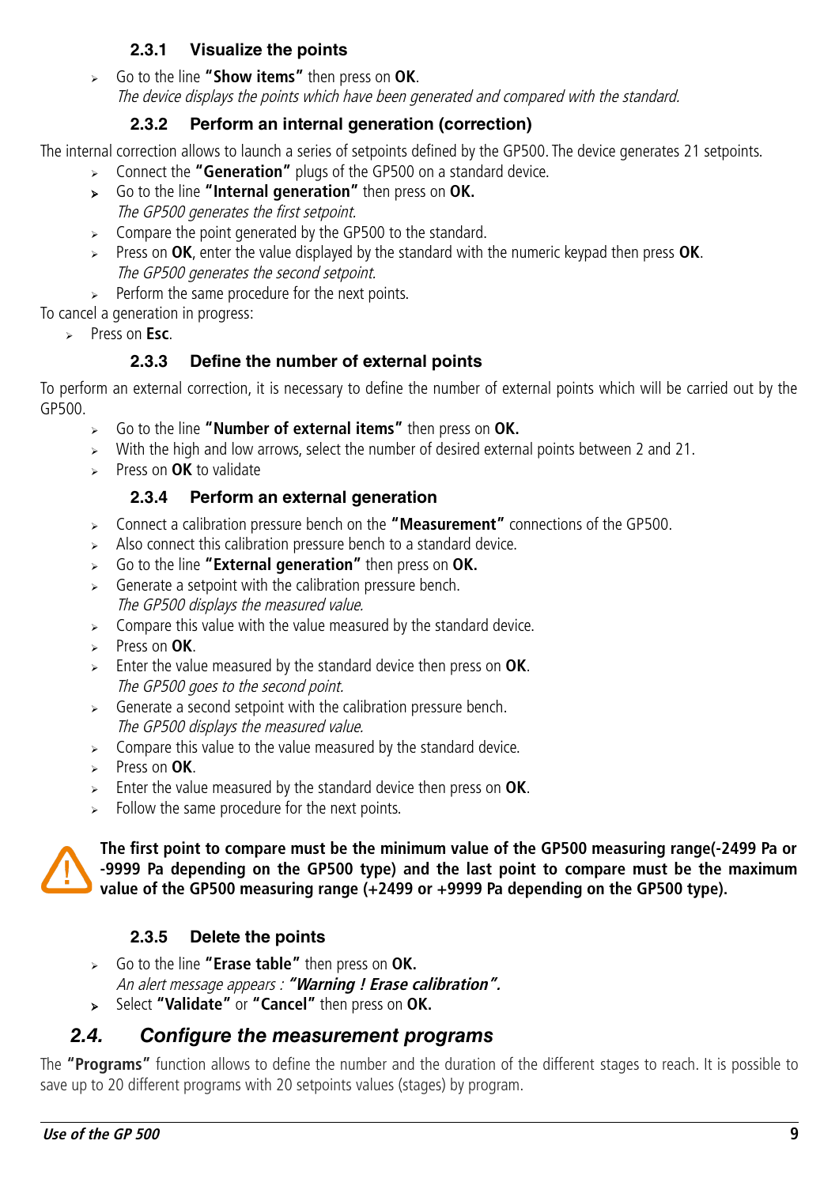### 2.3.1 Visualize the points

- Go to the line **"Show items"** then press on **OK**.
  *The device displays the points which have been generated and compared with the standard.*

### 2.3.2 Perform an internal generation (correction)

The internal correction allows to launch a series of setpoints defined by the GP500. The device generates 21 setpoints.

- Connect the **"Generation"** plugs of the GP500 on a standard device.
- Go to the line **"Internal generation"** then press on **OK.**
  *The GP500 generates the first setpoint.*
- Compare the point generated by the GP500 to the standard.
- Press on **OK**, enter the value displayed by the standard with the numeric keypad then press **OK**.
  *The GP500 generates the second setpoint.*
- Perform the same procedure for the next points.

To cancel a generation in progress:

- Press on **Esc**.

### 2.3.3 Define the number of external points

To perform an external correction, it is necessary to define the number of external points which will be carried out by the GP500.

- Go to the line **"Number of external items"** then press on **OK.**
- With the high and low arrows, select the number of desired external points between 2 and 21.
- Press on **OK** to validate

### 2.3.4 Perform an external generation

- Connect a calibration pressure bench on the **"Measurement"** connections of the GP500.
- Also connect this calibration pressure bench to a standard device.
- Go to the line **"External generation"** then press on **OK.**
- Generate a setpoint with the calibration pressure bench.
  *The GP500 displays the measured value.*
- Compare this value with the value measured by the standard device.
- Press on **OK**.
- Enter the value measured by the standard device then press on **OK**.
  *The GP500 goes to the second point.*
- Generate a second setpoint with the calibration pressure bench.
  *The GP500 displays the measured value.*
- Compare this value to the value measured by the standard device.
- Press on **OK**.
- Enter the value measured by the standard device then press on **OK**.
- Follow the same procedure for the next points.

**The first point to compare must be the minimum value of the GP500 measuring range(-2499 Pa or -9999 Pa depending on the GP500 type) and the last point to compare must be the maximum value of the GP500 measuring range (+2499 or +9999 Pa depending on the GP500 type).**

### 2.3.5 Delete the points

- Go to the line **"Erase table"** then press on **OK.**
  *An alert message appears :* ***"Warning ! Erase calibration".***
- Select **"Validate"** or **"Cancel"** then press on **OK.**

## 2.4. Configure the measurement programs

The **"Programs"** function allows to define the number and the duration of the different stages to reach. It is possible to save up to 20 different programs with 20 setpoints values (stages) by program.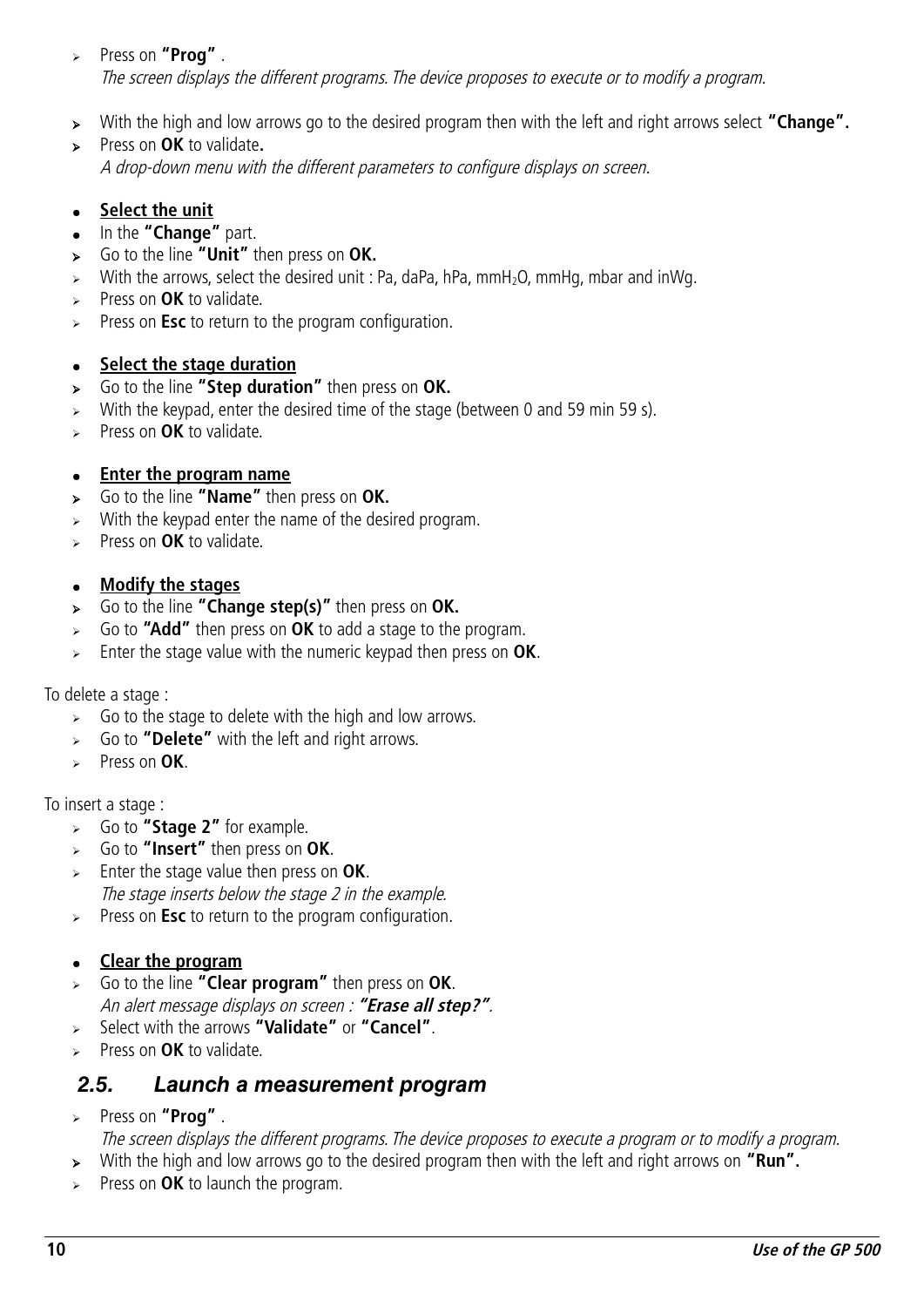- Press on **"Prog"** .
  *The screen displays the different programs. The device proposes to execute or to modify a program.*
- With the high and low arrows go to the desired program then with the left and right arrows select **"Change".**
- Press on **OK** to validate**.**
  *A drop-down menu with the different parameters to configure displays on screen.*

- **Select the unit**
- In the **"Change"** part.
- Go to the line **"Unit"** then press on **OK.**
- With the arrows, select the desired unit : Pa, daPa, hPa, mm$H_2O$, mmHg, mbar and inWg.
- Press on **OK** to validate.
- Press on **Esc** to return to the program configuration.

- **Select the stage duration**
- Go to the line **"Step duration"** then press on **OK.**
- With the keypad, enter the desired time of the stage (between 0 and 59 min 59 s).
- Press on **OK** to validate.

- **Enter the program name**
- Go to the line **"Name"** then press on **OK.**
- With the keypad enter the name of the desired program.
- Press on **OK** to validate.

- **Modify the stages**
- Go to the line **"Change step(s)"** then press on **OK.**
- Go to **"Add"** then press on **OK** to add a stage to the program.
- Enter the stage value with the numeric keypad then press on **OK**.

To delete a stage :

- Go to the stage to delete with the high and low arrows.
- Go to **"Delete"** with the left and right arrows.
- Press on **OK**.

To insert a stage :

- Go to **"Stage 2"** for example.
- Go to **"Insert"** then press on **OK**.
- Enter the stage value then press on **OK**.
  *The stage inserts below the stage 2 in the example.*
- Press on **Esc** to return to the program configuration.

- **Clear the program**
- Go to the line **"Clear program"** then press on **OK**.
  *An alert message displays on screen : **"Erase all step?"**.*
- Select with the arrows **"Validate"** or **"Cancel"**.
- Press on **OK** to validate.

## 2.5. Launch a measurement program

- Press on **"Prog"** .
  *The screen displays the different programs. The device proposes to execute a program or to modify a program.*
- With the high and low arrows go to the desired program then with the left and right arrows on **"Run".**
- Press on **OK** to launch the program.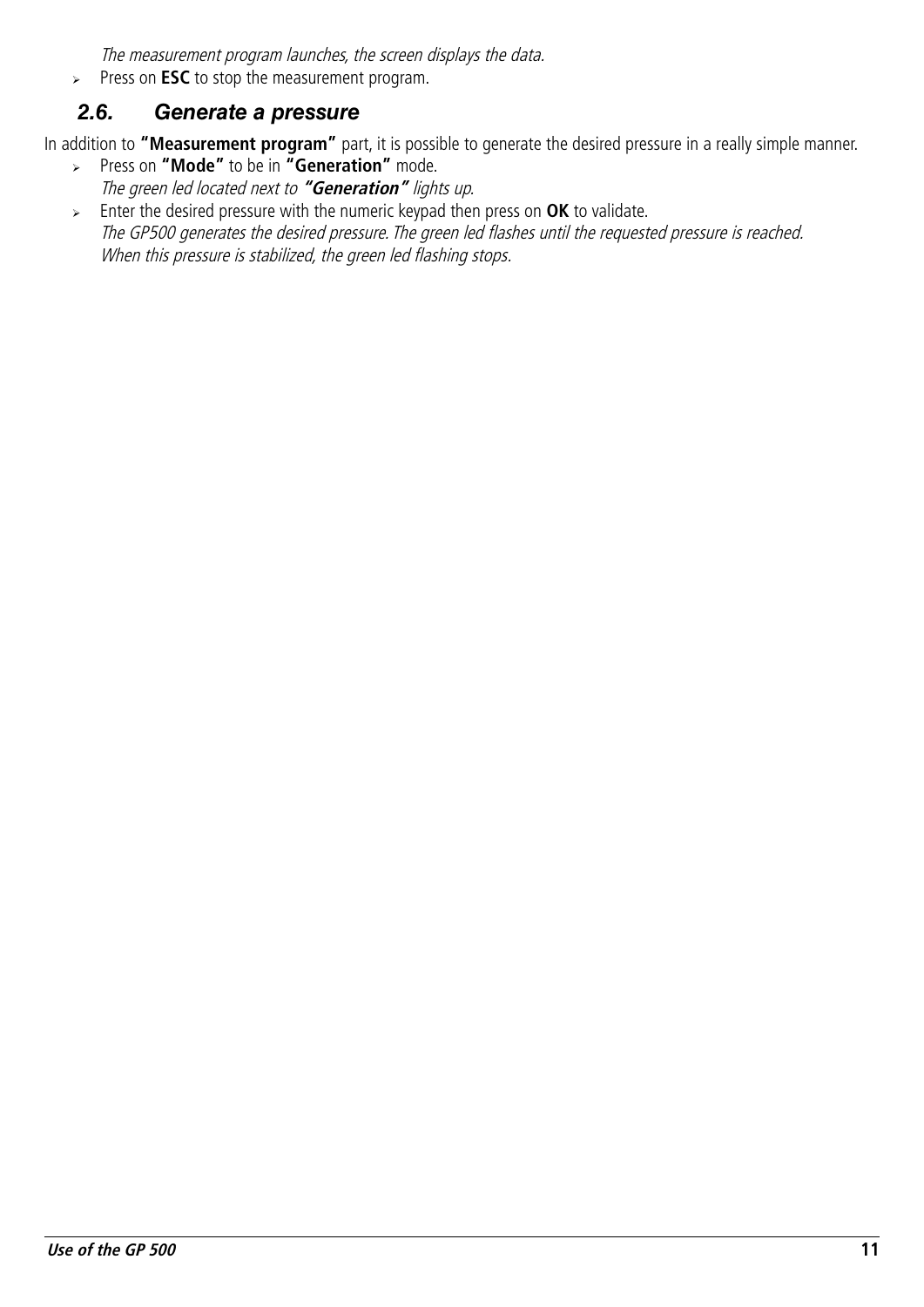*The measurement program launches, the screen displays the data.*

- Press on **ESC** to stop the measurement program.

## *2.6. Generate a pressure*

In addition to **"Measurement program"** part, it is possible to generate the desired pressure in a really simple manner.

- Press on **"Mode"** to be in **"Generation"** mode.
  *The green led located next to **"Generation"** lights up.*
- Enter the desired pressure with the numeric keypad then press on **OK** to validate.
  *The GP500 generates the desired pressure. The green led flashes until the requested pressure is reached. When this pressure is stabilized, the green led flashing stops.*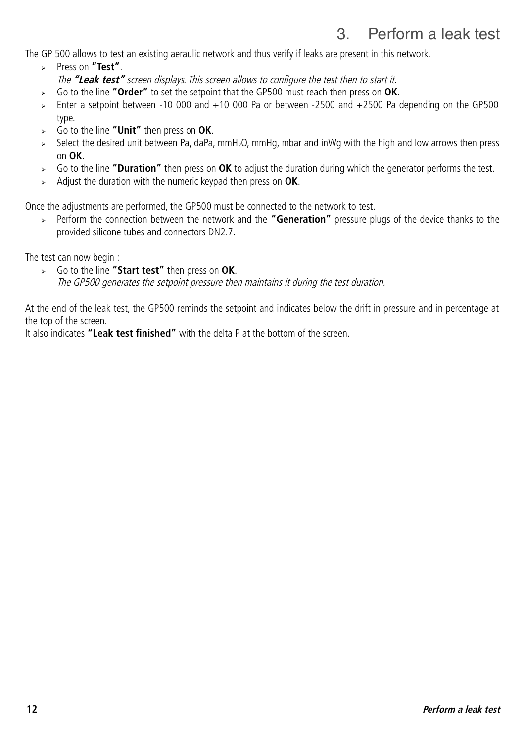# 3. Perform a leak test

The GP 500 allows to test an existing aeraulic network and thus verify if leaks are present in this network.

- Press on **"Test"**.
  *The* ***"Leak test"*** *screen displays. This screen allows to configure the test then to start it.*
- Go to the line **"Order"** to set the setpoint that the GP500 must reach then press on **OK**.
- Enter a setpoint between -10 000 and +10 000 Pa or between -2500 and +2500 Pa depending on the GP500 type.
- Go to the line **"Unit"** then press on **OK**.
- Select the desired unit between Pa, daPa, $mmH_2O$, mmHg, mbar and inWg with the high and low arrows then press on **OK**.
- Go to the line **"Duration"** then press on **OK** to adjust the duration during which the generator performs the test.
- Adjust the duration with the numeric keypad then press on **OK**.

Once the adjustments are performed, the GP500 must be connected to the network to test.

- Perform the connection between the network and the **"Generation"** pressure plugs of the device thanks to the provided silicone tubes and connectors DN2.7.

The test can now begin :

- Go to the line **"Start test"** then press on **OK**.
  *The GP500 generates the setpoint pressure then maintains it during the test duration.*

At the end of the leak test, the GP500 reminds the setpoint and indicates below the drift in pressure and in percentage at the top of the screen.

It also indicates **"Leak test finished"** with the delta P at the bottom of the screen.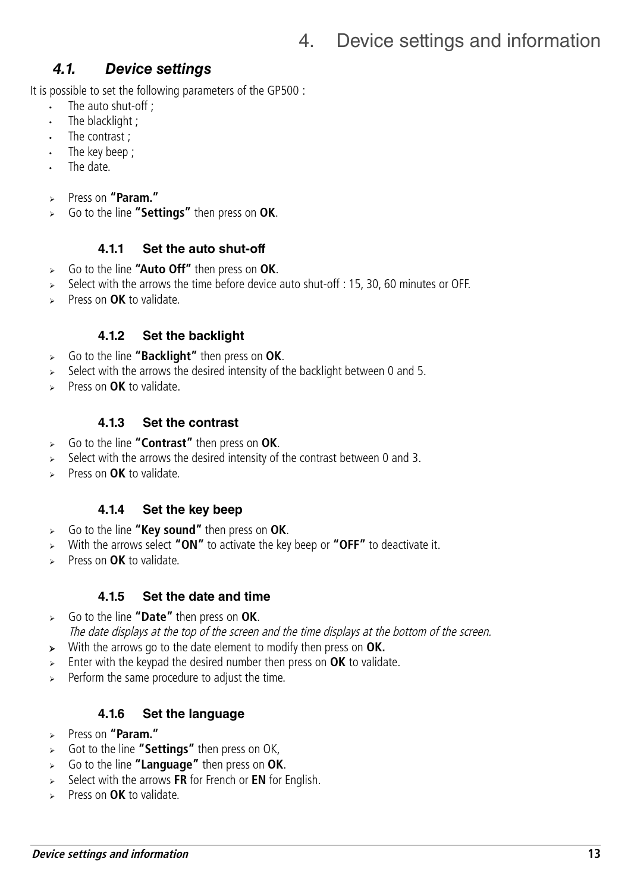# 4. Device settings and information

## *4.1. Device settings*

It is possible to set the following parameters of the GP500 :

- The auto shut-off ;
- The blacklight ;
- The contrast ;
- The key beep ;
- The date.

- Press on **"Param."**
- Go to the line **"Settings"** then press on **OK**.

### 4.1.1 Set the auto shut-off

- Go to the line **"Auto Off"** then press on **OK**.
- Select with the arrows the time before device auto shut-off : 15, 30, 60 minutes or OFF.
- Press on **OK** to validate.

### 4.1.2 Set the backlight

- Go to the line **"Backlight"** then press on **OK**.
- Select with the arrows the desired intensity of the backlight between 0 and 5.
- Press on **OK** to validate.

### 4.1.3 Set the contrast

- Go to the line **"Contrast"** then press on **OK**.
- Select with the arrows the desired intensity of the contrast between 0 and 3.
- Press on **OK** to validate.

### 4.1.4 Set the key beep

- Go to the line **"Key sound"** then press on **OK**.
- With the arrows select **"ON"** to activate the key beep or **"OFF"** to deactivate it.
- Press on **OK** to validate.

### 4.1.5 Set the date and time

- Go to the line **"Date"** then press on **OK**.
  *The date displays at the top of the screen and the time displays at the bottom of the screen.*
- With the arrows go to the date element to modify then press on **OK.**
- Enter with the keypad the desired number then press on **OK** to validate.
- Perform the same procedure to adjust the time.

### 4.1.6 Set the language

- Press on **"Param."**
- Got to the line **"Settings"** then press on OK,
- Go to the line **"Language"** then press on **OK**.
- Select with the arrows **FR** for French or **EN** for English.
- Press on **OK** to validate.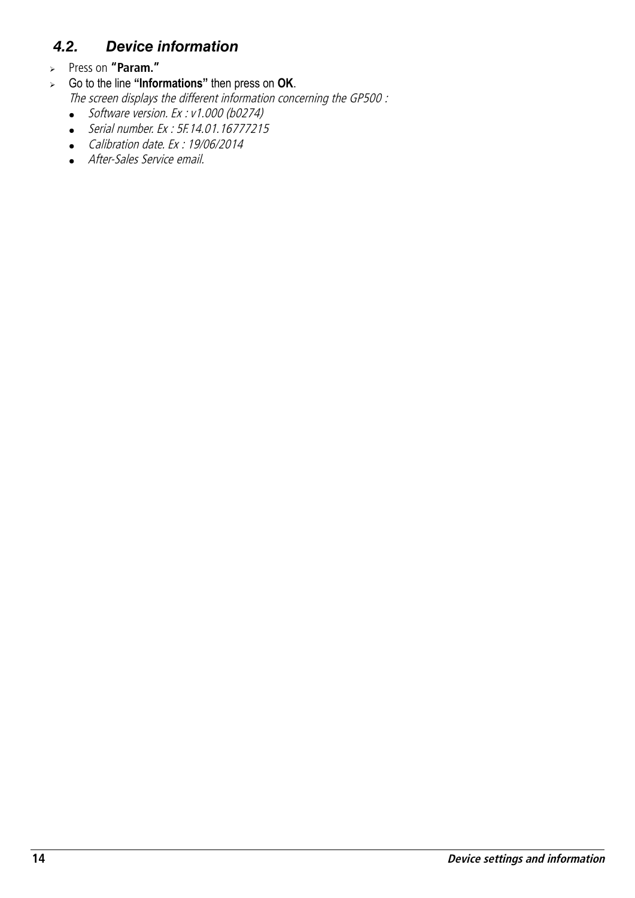## *4.2. Device information*

- Press on **"Param."**
- Go to the line **"Informations"** then press on **OK**.
  *The screen displays the different information concerning the GP500 :*
  - *Software version. Ex : v1.000 (b0274)*
  - *Serial number. Ex : 5F.14.01.16777215*
  - *Calibration date. Ex : 19/06/2014*
  - *After-Sales Service email.*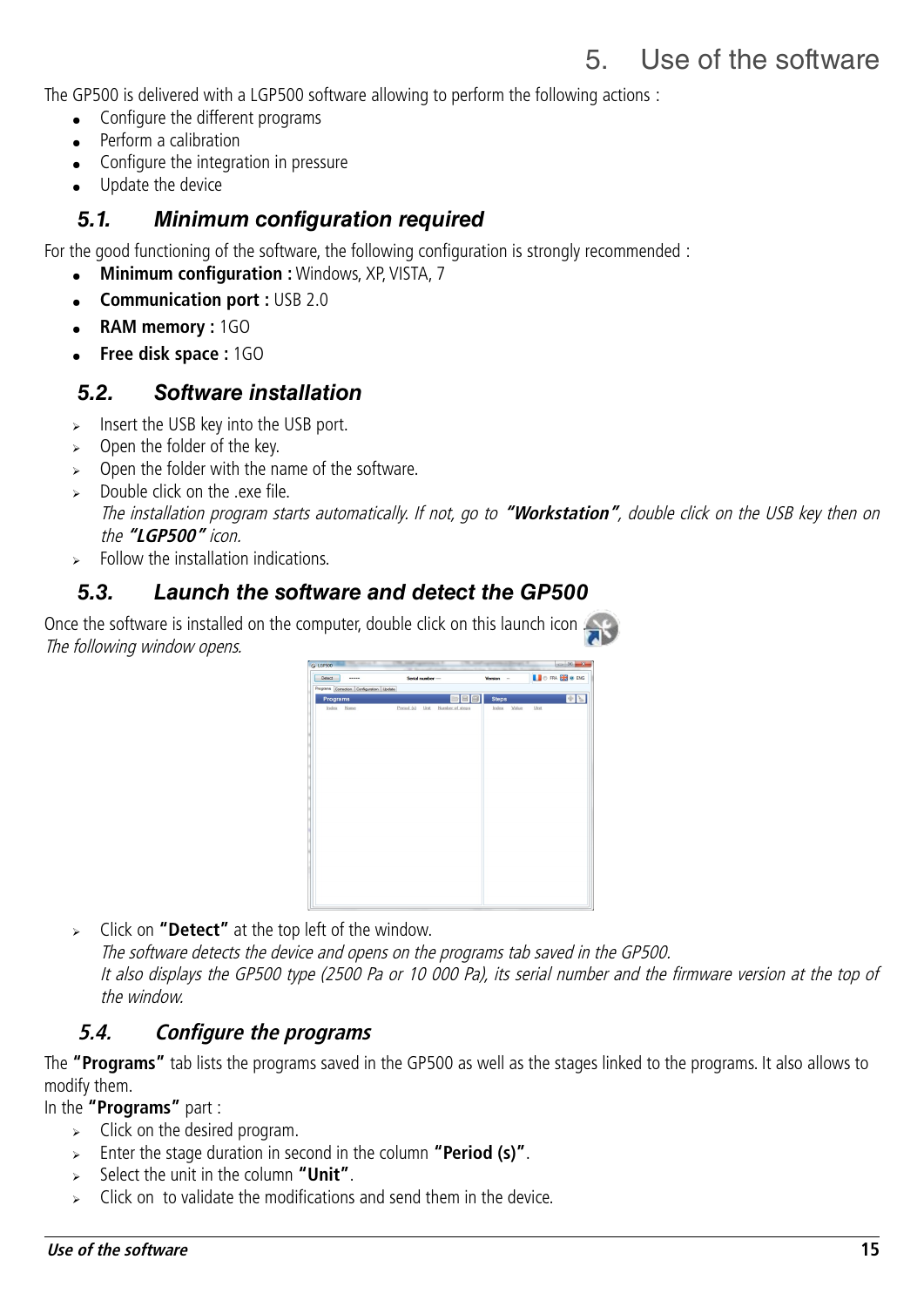# 5. Use of the software

The GP500 is delivered with a LGP500 software allowing to perform the following actions :

- Configure the different programs
- Perform a calibration
- Configure the integration in pressure
- Update the device

## 5.1. Minimum configuration required

For the good functioning of the software, the following configuration is strongly recommended :

- **Minimum configuration :** Windows, XP, VISTA, 7
- **Communication port :** USB 2.0
- **RAM memory :** 1GO
- **Free disk space :** 1GO

## 5.2. Software installation

- Insert the USB key into the USB port.
- Open the folder of the key.
- Open the folder with the name of the software.
- Double click on the .exe file.
  *The installation program starts automatically. If not, go to **"Workstation"**, double click on the USB key then on the **"LGP500"** icon.*
- Follow the installation indications.

## 5.3. Launch the software and detect the GP500

Once the software is installed on the computer, double click on this launch icon
*The following window opens.*

- Click on **"Detect"** at the top left of the window.
  *The software detects the device and opens on the programs tab saved in the GP500.*
  *It also displays the GP500 type (2500 Pa or 10 000 Pa), its serial number and the firmware version at the top of the window.*

## 5.4. Configure the programs

The **"Programs"** tab lists the programs saved in the GP500 as well as the stages linked to the programs. It also allows to modify them.

In the **"Programs"** part :

- Click on the desired program.
- Enter the stage duration in second in the column **"Period (s)"**.
- Select the unit in the column **"Unit"**.
- Click on  to validate the modifications and send them in the device.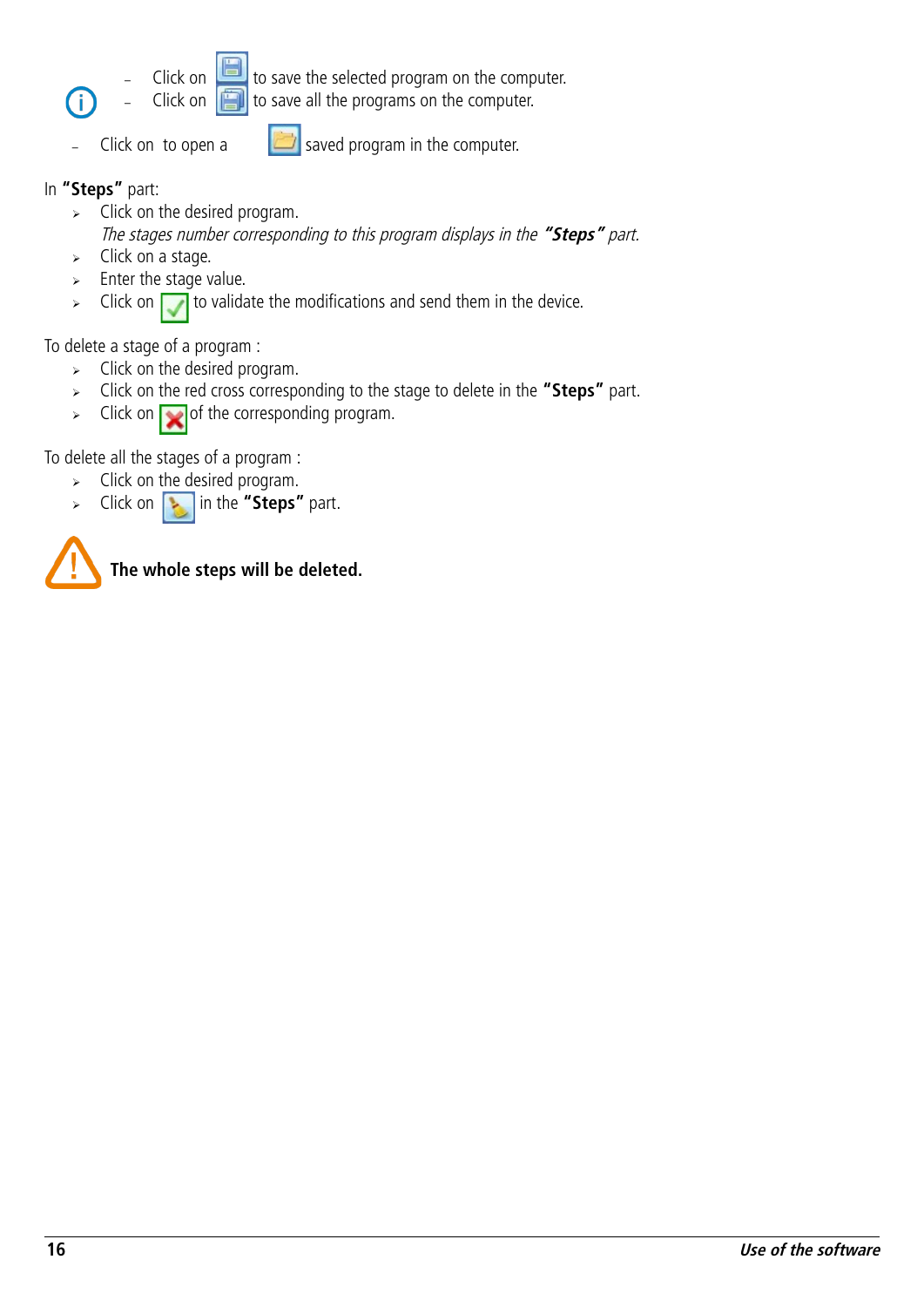- Click on  to save the selected program on the computer.
- Click on  to save all the programs on the computer.

- Click on to open a  saved program in the computer.

In **"Steps"** part:

- Click on the desired program.
  *The stages number corresponding to this program displays in the **"Steps"** part.*
- Click on a stage.
- Enter the stage value.
- Click on  to validate the modifications and send them in the device.

To delete a stage of a program :

- Click on the desired program.
- Click on the red cross corresponding to the stage to delete in the **"Steps"** part.
- Click on  of the corresponding program.

To delete all the stages of a program :

- Click on the desired program.
- Click on  in the **"Steps"** part.

**The whole steps will be deleted.**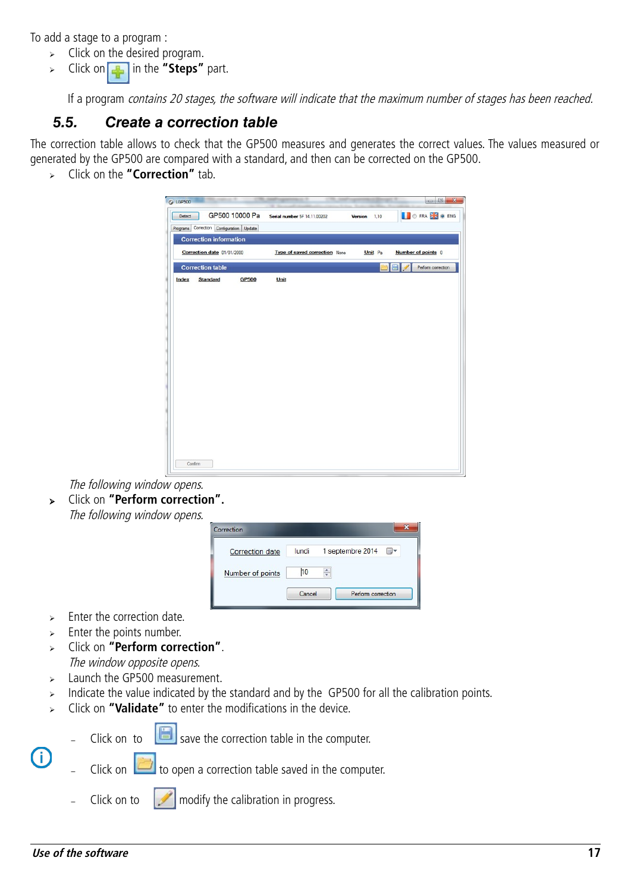To add a stage to a program :

- Click on the desired program.
- Click on  in the **"Steps"** part.

If a program *contains 20 stages, the software will indicate that the maximum number of stages has been reached.*

## 5.5. Create a correction table

The correction table allows to check that the GP500 measures and generates the correct values. The values measured or generated by the GP500 are compared with a standard, and then can be corrected on the GP500.

- Click on the **"Correction"** tab.

*The following window opens.*

- Click on **"Perform correction".**

*The following window opens.*

- Enter the correction date.
- Enter the points number.
- Click on **"Perform correction"**.

  *The window opposite opens.*
- Launch the GP500 measurement.
- Indicate the value indicated by the standard and by the GP500 for all the calibration points.
- Click on **"Validate"** to enter the modifications in the device.

- Click on to  save the correction table in the computer.
- Click on  to open a correction table saved in the computer.
- Click on to  modify the calibration in progress.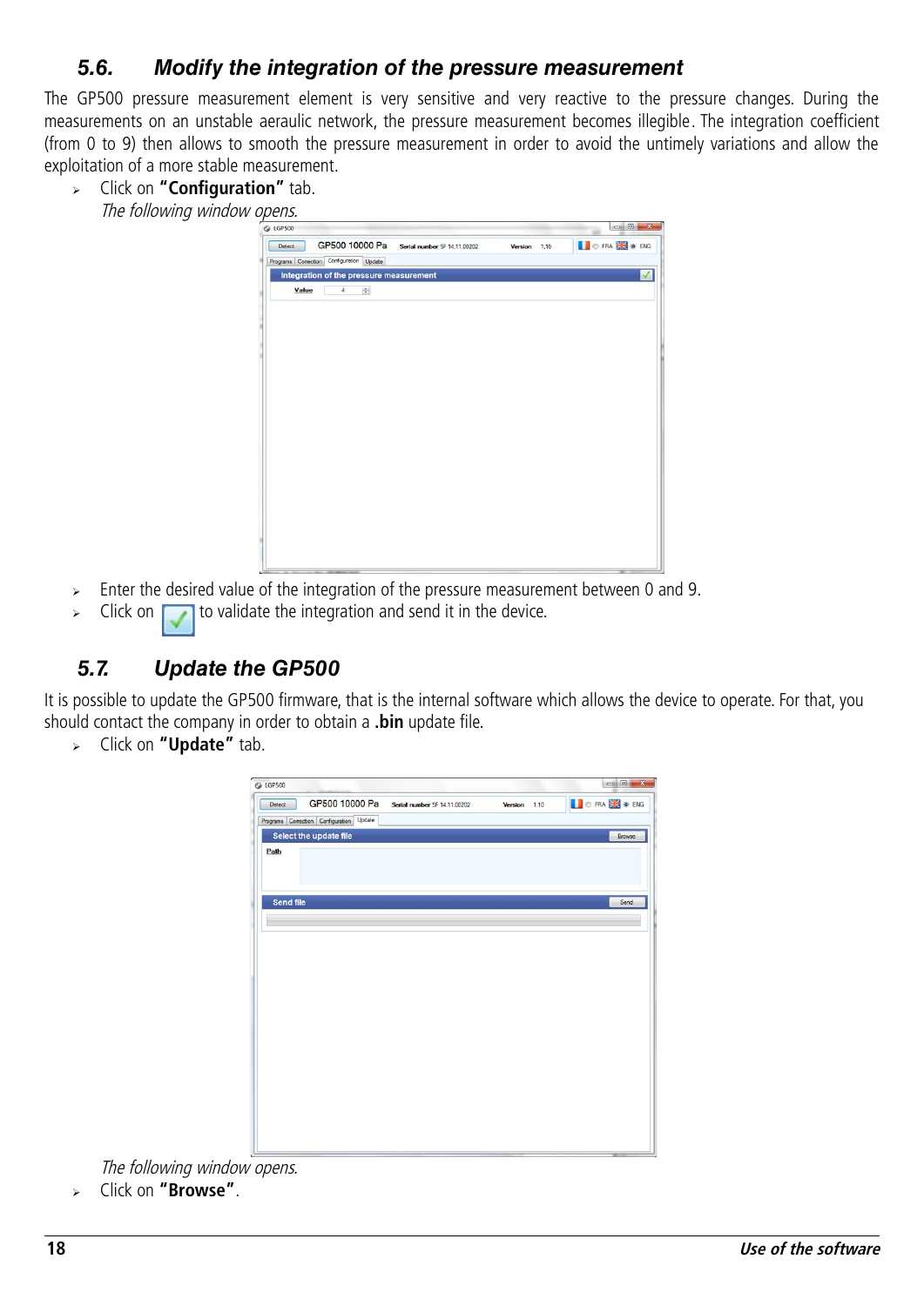### 5.6. Modify the integration of the pressure measurement

The GP500 pressure measurement element is very sensitive and very reactive to the pressure changes. During the measurements on an unstable aeraulic network, the pressure measurement becomes illegible. The integration coefficient (from 0 to 9) then allows to smooth the pressure measurement in order to avoid the untimely variations and allow the exploitation of a more stable measurement.

- Click on **"Configuration"** tab.
  *The following window opens.*

- Enter the desired value of the integration of the pressure measurement between 0 and 9.
- Click on [✓] to validate the integration and send it in the device.

### 5.7. Update the GP500

It is possible to update the GP500 firmware, that is the internal software which allows the device to operate. For that, you should contact the company in order to obtain a **.bin** update file.

- Click on **"Update"** tab.

  *The following window opens.*
- Click on **"Browse"**.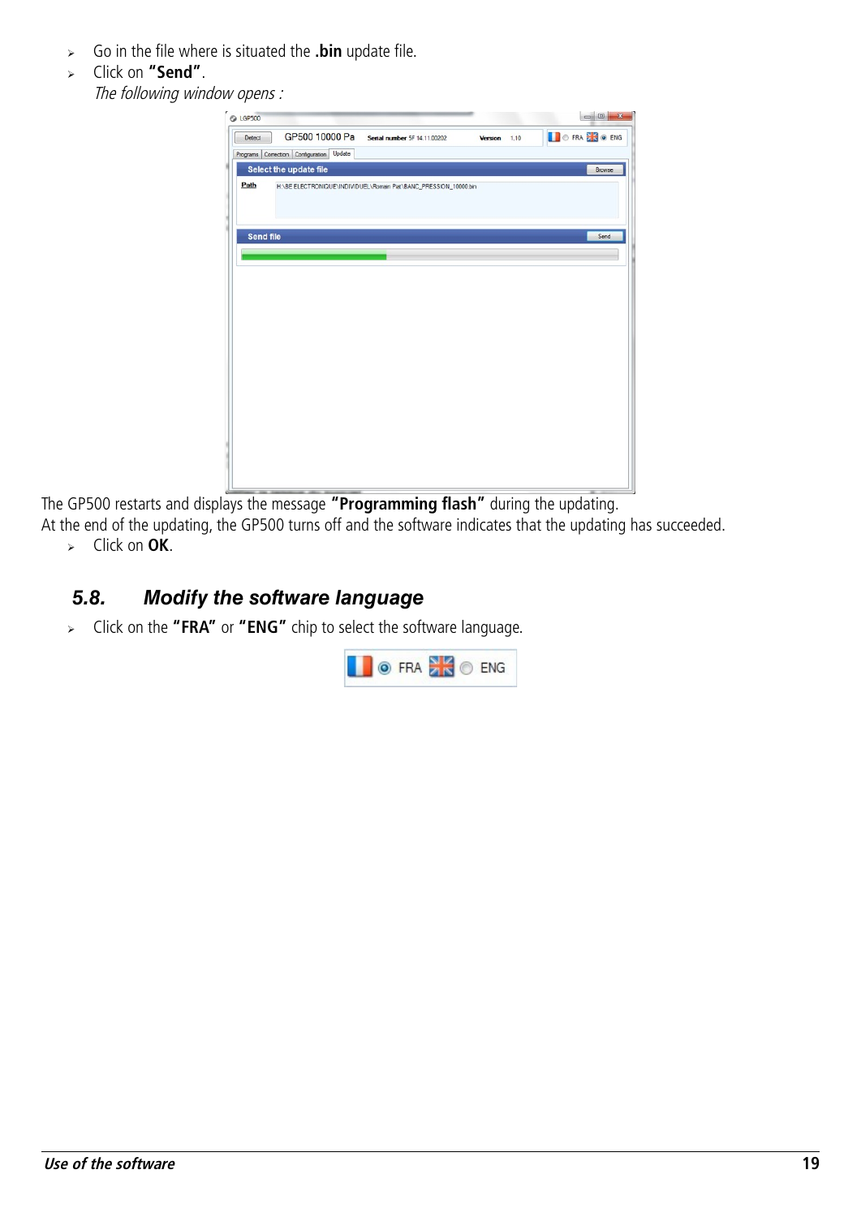- Go in the file where is situated the **.bin** update file.
- Click on **"Send"**.

  *The following window opens :*

The GP500 restarts and displays the message **"Programming flash"** during the updating.
At the end of the updating, the GP500 turns off and the software indicates that the updating has succeeded.

- Click on **OK**.

## *5.8. Modify the software language*

- Click on the **"FRA"** or **"ENG"** chip to select the software language.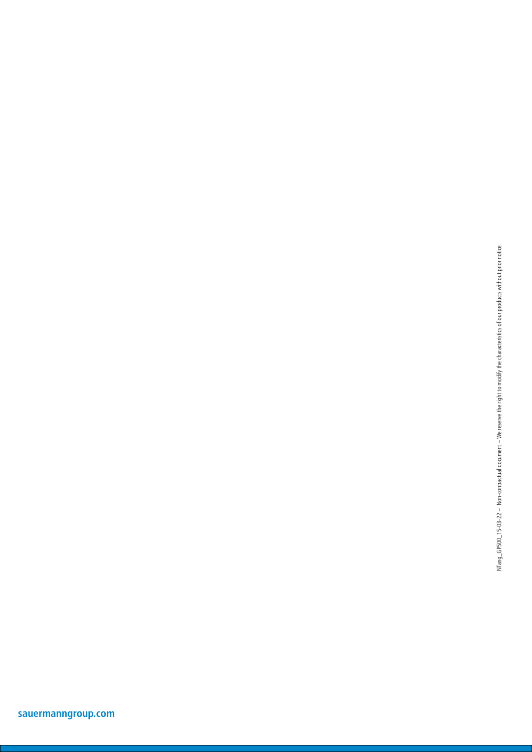NTang_GP500_15-03-22 – Non-contractual document – We reserve the right to modify the characteristics of our products without prior notice.

**sauermanngroup.com**